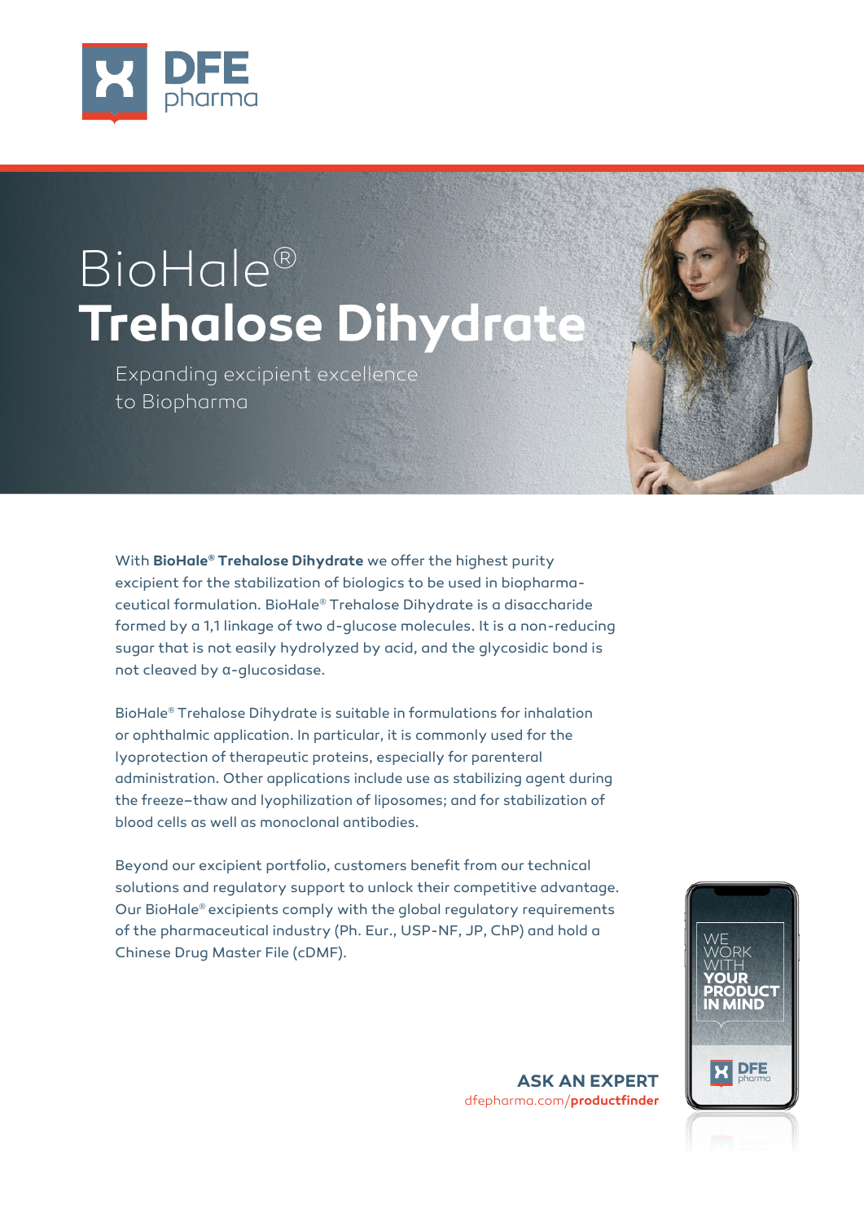DFE pharma

# BioHale®
# Trehalose Dihydrate

Expanding excipient excellence to Biopharma

With **BioHale® Trehalose Dihydrate** we offer the highest purity excipient for the stabilization of biologics to be used in biopharmaceutical formulation. BioHale® Trehalose Dihydrate is a disaccharide formed by a 1,1 linkage of two d-glucose molecules. It is a non-reducing sugar that is not easily hydrolyzed by acid, and the glycosidic bond is not cleaved by α-glucosidase.

BioHale® Trehalose Dihydrate is suitable in formulations for inhalation or ophthalmic application. In particular, it is commonly used for the lyoprotection of therapeutic proteins, especially for parenteral administration. Other applications include use as stabilizing agent during the freeze–thaw and lyophilization of liposomes; and for stabilization of blood cells as well as monoclonal antibodies.

Beyond our excipient portfolio, customers benefit from our technical solutions and regulatory support to unlock their competitive advantage. Our BioHale® excipients comply with the global regulatory requirements of the pharmaceutical industry (Ph. Eur., USP-NF, JP, ChP) and hold a Chinese Drug Master File (cDMF).

WE WORK WITH **YOUR PRODUCT IN MIND**

**ASK AN EXPERT**
dfepharma.com/**productfinder**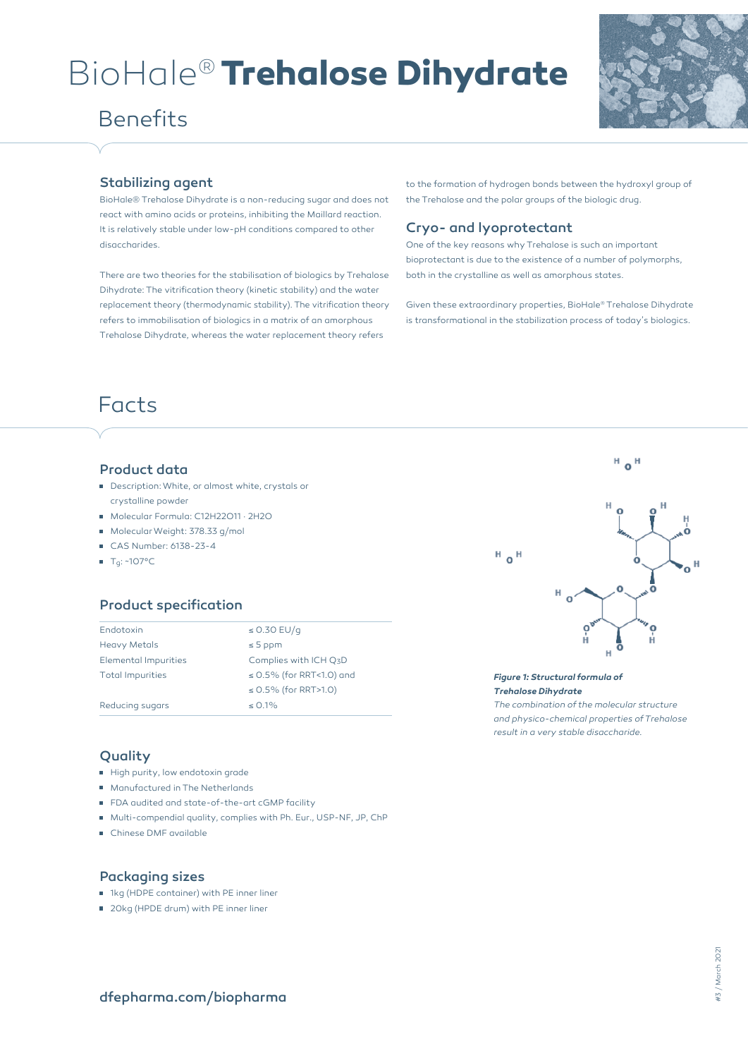# BioHale® **Trehalose Dihydrate**

## Benefits

### Stabilizing agent

BioHale® Trehalose Dihydrate is a non-reducing sugar and does not react with amino acids or proteins, inhibiting the Maillard reaction. It is relatively stable under low-pH conditions compared to other disaccharides.

There are two theories for the stabilisation of biologics by Trehalose Dihydrate: The vitrification theory (kinetic stability) and the water replacement theory (thermodynamic stability). The vitrification theory refers to immobilisation of biologics in a matrix of an amorphous Trehalose Dihydrate, whereas the water replacement theory refers to the formation of hydrogen bonds between the hydroxyl group of the Trehalose and the polar groups of the biologic drug.

### Cryo- and lyoprotectant

One of the key reasons why Trehalose is such an important bioprotectant is due to the existence of a number of polymorphs, both in the crystalline as well as amorphous states.

Given these extraordinary properties, BioHale® Trehalose Dihydrate is transformational in the stabilization process of today's biologics.

## Facts

### Product data

- Description: White, or almost white, crystals or crystalline powder
- Molecular Formula: $C_{12}H_{22}O_{11} \cdot 2H_2O$
- Molecular Weight: 378.33 g/mol
- CAS Number: 6138-23-4
- $T_g$: ~107°C

### Product specification

| | |
|---|---|
| Endotoxin | ≤ 0.30 EU/g |
| Heavy Metals | ≤ 5 ppm |
| Elemental Impurities | Complies with ICH Q3D |
| Total Impurities | ≤ 0.5% (for RRT<1.0) and ≤ 0.5% (for RRT>1.0) |
| Reducing sugars | ≤ 0.1% |

***Figure 1: Structural formula of Trehalose Dihydrate***

*The combination of the molecular structure and physico-chemical properties of Trehalose result in a very stable disaccharide.*

### Quality

- High purity, low endotoxin grade
- Manufactured in The Netherlands
- FDA audited and state-of-the-art cGMP facility
- Multi-compendial quality, complies with Ph. Eur., USP-NF, JP, ChP
- Chinese DMF available

### Packaging sizes

- 1kg (HDPE container) with PE inner liner
- 20kg (HPDE drum) with PE inner liner

**dfepharma.com/biopharma**

#3 / March 2021